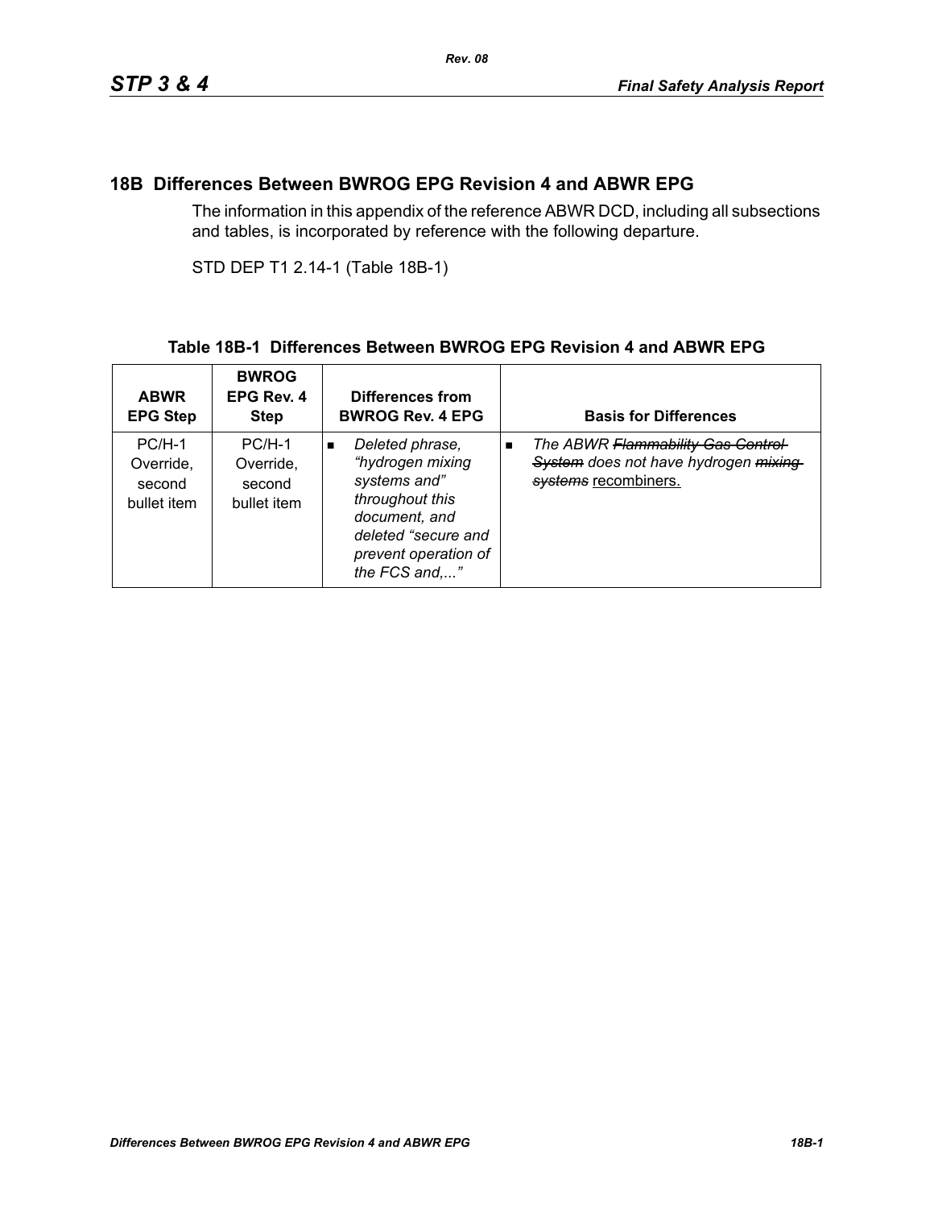## 18B Differences Between BWROG EPG Revision 4 and ABWR EPG

The information in this appendix of the reference ABWR DCD, including all subsections and tables, is incorporated by reference with the following departure.

STD DEP T1 2.14-1 (Table 18B-1)

**Table 18B-1 Differences Between BWROG EPG Revision 4 and ABWR EPG**

| ABWR EPG Step | BWROG EPG Rev. 4 Step | Differences from BWROG Rev. 4 EPG | Basis for Differences |
|---|---|---|---|
| PC/H-1 Override, second bullet item | PC/H-1 Override, second bullet item | ■ *Deleted phrase, "hydrogen mixing systems and" throughout this document, and deleted "secure and prevent operation of the FCS and,..."* | ■ *The ABWR ~~Flammability Gas Control System~~ does not have hydrogen ~~mixing systems~~* <u>recombiners.</u> |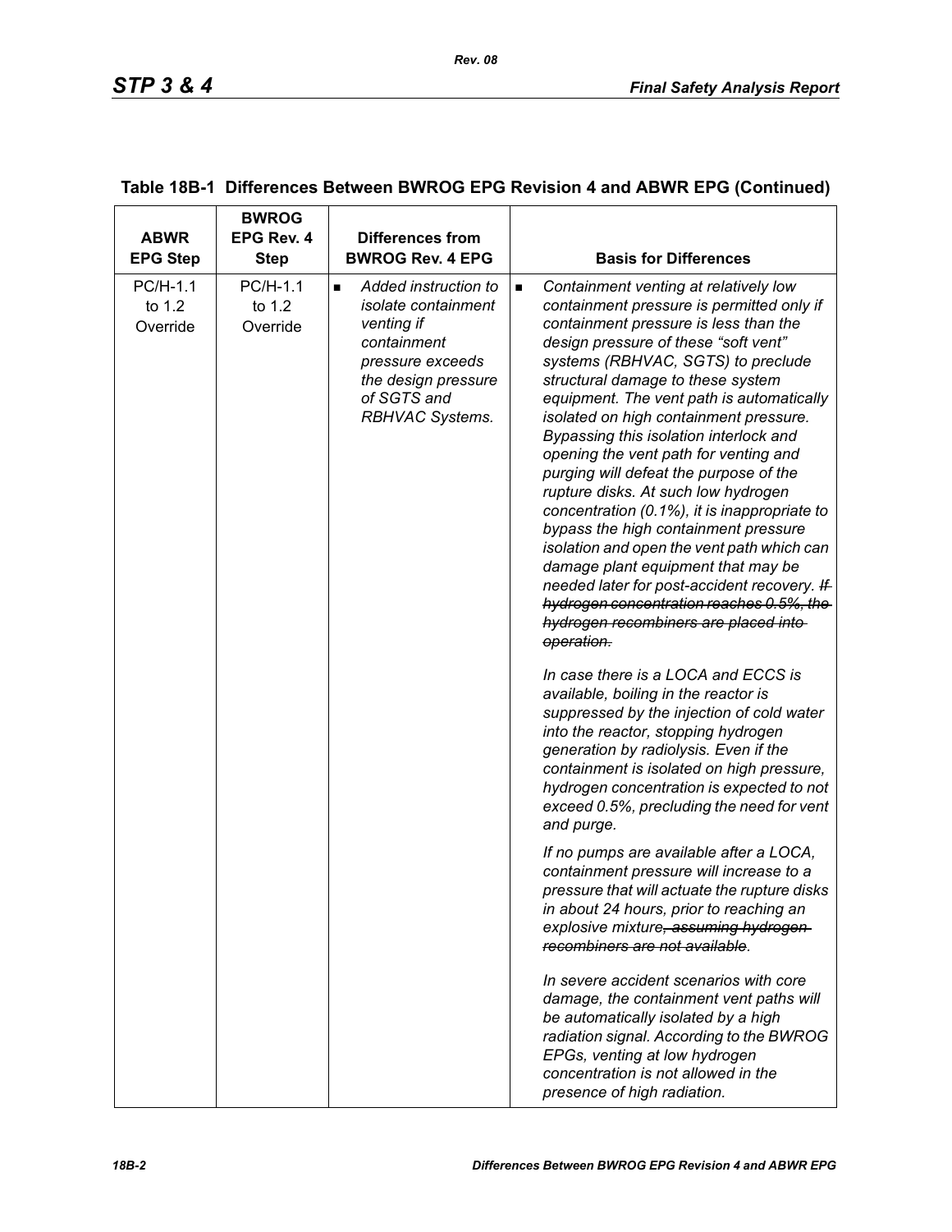**Table 18B-1 Differences Between BWROG EPG Revision 4 and ABWR EPG (Continued)**

| ABWR EPG Step | BWROG EPG Rev. 4 Step | Differences from BWROG Rev. 4 EPG | Basis for Differences |
|---|---|---|---|
| PC/H-1.1 to 1.2 Override | PC/H-1.1 to 1.2 Override | ■ *Added instruction to isolate containment venting if containment pressure exceeds the design pressure of SGTS and RBHVAC Systems.* | ■ *Containment venting at relatively low containment pressure is permitted only if containment pressure is less than the design pressure of these "soft vent" systems (RBHVAC, SGTS) to preclude structural damage to these system equipment. The vent path is automatically isolated on high containment pressure. Bypassing this isolation interlock and opening the vent path for venting and purging will defeat the purpose of the rupture disks. At such low hydrogen concentration (0.1%), it is inappropriate to bypass the high containment pressure isolation and open the vent path which can damage plant equipment that may be needed later for post-accident recovery.* ~~*If hydrogen concentration reaches 0.5%, the hydrogen recombiners are placed into operation.*~~ <br><br> *In case there is a LOCA and ECCS is available, boiling in the reactor is suppressed by the injection of cold water into the reactor, stopping hydrogen generation by radiolysis. Even if the containment is isolated on high pressure, hydrogen concentration is expected to not exceed 0.5%, precluding the need for vent and purge.* <br><br> *If no pumps are available after a LOCA, containment pressure will increase to a pressure that will actuate the rupture disks in about 24 hours, prior to reaching an explosive mixture*~~*, assuming hydrogen recombiners are not available*~~*.* <br><br> *In severe accident scenarios with core damage, the containment vent paths will be automatically isolated by a high radiation signal. According to the BWROG EPGs, venting at low hydrogen concentration is not allowed in the presence of high radiation.* |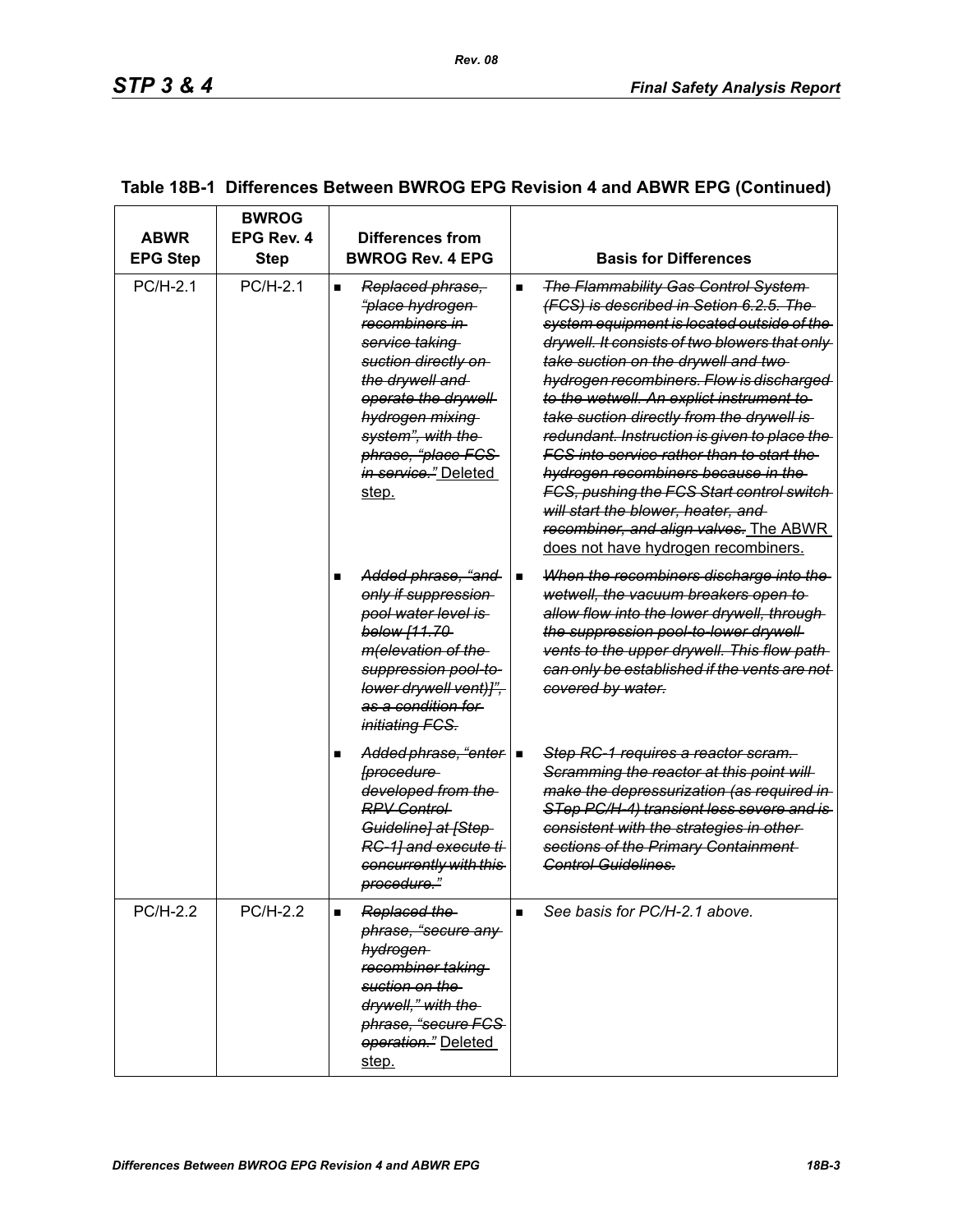## Table 18B-1 Differences Between BWROG EPG Revision 4 and ABWR EPG (Continued)

| ABWR EPG Step | BWROG EPG Rev. 4 Step | Differences from BWROG Rev. 4 EPG | Basis for Differences |
|---|---|---|---|
| PC/H-2.1 | PC/H-2.1 | ■ ~~Replaced phrase, "place hydrogen recombiners in service taking suction directly on the drywell and operate the drywell hydrogen mixing system", with the phrase, "place FCS in service."~~ Deleted step. | ■ ~~The Flammability Gas Control System (FCS) is described in Setion 6.2.5. The system equipment is located outside of the drywell. It consists of two blowers that only take suction on the drywell and two hydrogen recombiners. Flow is discharged to the wetwell. An explict instrument to take suction directly from the drywell is redundant. Instruction is given to place the FCS into service rather than to start the hydrogen recombiners because in the FCS, pushing the FCS Start control switch will start the blower, heater, and recombiner, and align valves.~~ The ABWR does not have hydrogen recombiners. |
| | | ■ ~~Added phrase, "and only if suppression pool water level is below [11.70 m(elevation of the suppression pool-to-lower drywell vent)]", as a condition for initiating FCS.~~ | ■ ~~When the recombiners discharge into the wetwell, the vacuum breakers open to allow flow into the lower drywell, through the suppression pool-to-lower drywell vents to the upper drywell. This flow path can only be established if the vents are not covered by water.~~ |
| | | ■ ~~Added phrase, "enter [procedure developed from the RPV Control Guideline] at [Step RC-1] and execute ti concurrently with this procedure."~~ | ■ ~~Step RC-1 requires a reactor scram. Scramming the reactor at this point will make the depressurization (as required in STep PC/H-4) transient less severe and is consistent with the strategies in other sections of the Primary Containment Control Guidelines.~~ |
| PC/H-2.2 | PC/H-2.2 | ■ ~~Replaced the phrase, "secure any hydrogen recombiner taking suction on the drywell," with the phrase, "secure FCS operation."~~ Deleted step. | ■ *See basis for PC/H-2.1 above.* |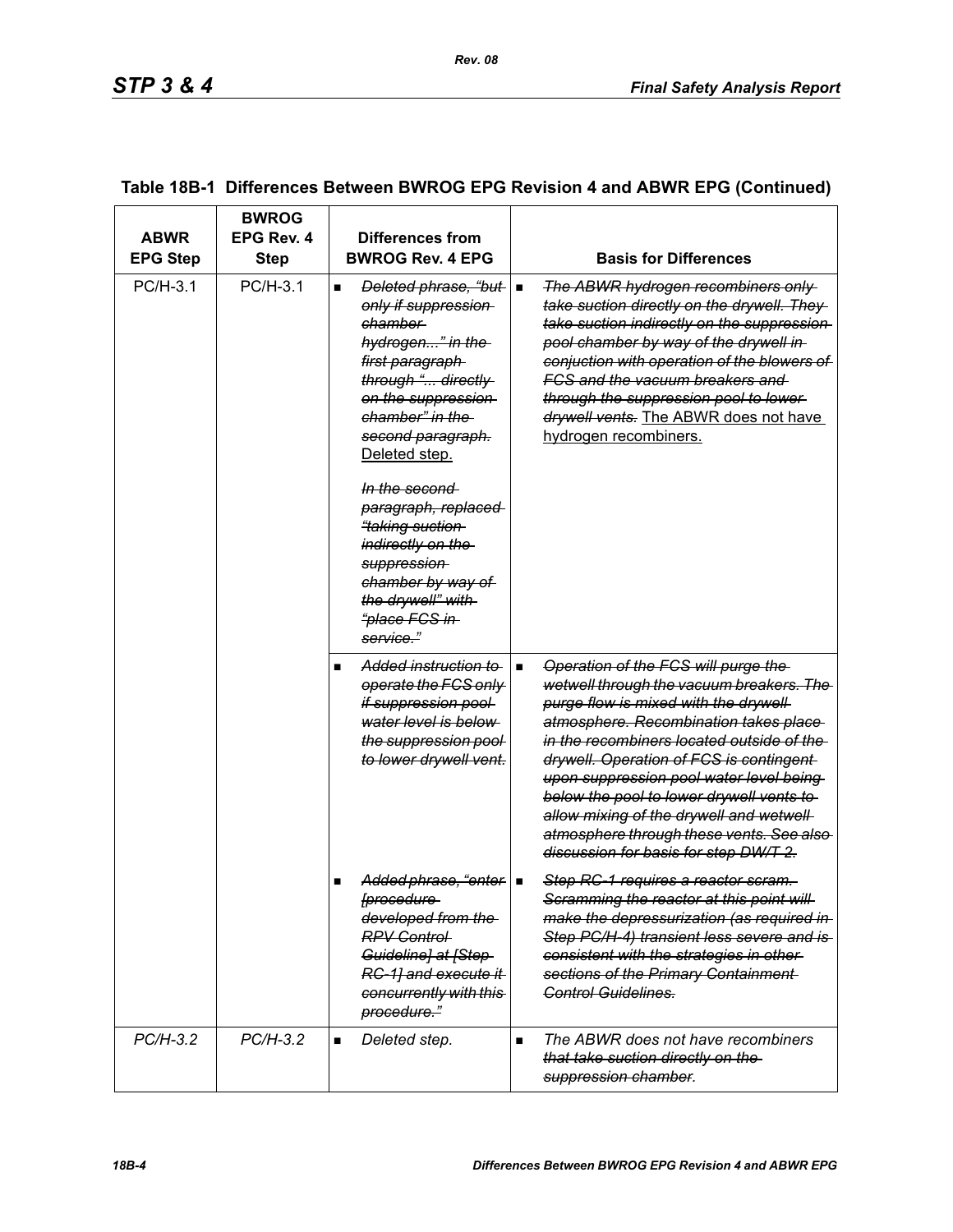## Table 18B-1 Differences Between BWROG EPG Revision 4 and ABWR EPG (Continued)

| ABWR EPG Step | BWROG EPG Rev. 4 Step | Differences from BWROG Rev. 4 EPG | Basis for Differences |
|---|---|---|---|
| PC/H-3.1 | PC/H-3.1 | ■ ~~*Deleted phrase, "but only if suppression chamber hydrogen..." in the first paragraph through "... directly on the suppression chamber" in the second paragraph.*~~ Deleted step.<br><br>~~*In the second paragraph, replaced "taking suction indirectly on the suppression chamber by way of the drywell" with "place FCS in service."*~~ | ■ ~~*The ABWR hydrogen recombiners only take suction directly on the drywell. They take suction indirectly on the suppression pool chamber by way of the drywell in conjuction with operation of the blowers of FCS and the vacuum breakers and through the suppression pool to lower drywell vents.*~~ The ABWR does not have hydrogen recombiners. |
| | | ■ ~~*Added instruction to operate the FCS only if suppression pool water level is below the suppression pool to lower drywell vent.*~~ | ■ ~~*Operation of the FCS will purge the wetwell through the vacuum breakers. The purge flow is mixed with the drywell atmosphere. Recombination takes place in the recombiners located outside of the drywell. Operation of FCS is contingent upon suppression pool water level being below the pool to lower drywell vents to allow mixing of the drywell and wetwell atmosphere through these vents. See also discussion for basis for step DW/T-2.*~~ |
| | | ■ ~~*Added phrase, "enter [procedure developed from the RPV Control Guideline] at [Step RC-1] and execute it concurrently with this procedure."*~~ | ■ ~~*Step RC-1 requires a reactor scram. Scramming the reactor at this point will make the depressurization (as required in Step PC/H-4) transient less severe and is consistent with the strategies in other sections of the Primary Containment Control Guidelines.*~~ |
| *PC/H-3.2* | *PC/H-3.2* | ■ *Deleted step.* | ■ *The ABWR does not have recombiners ~~that take suction directly on the suppression chamber~~.* |